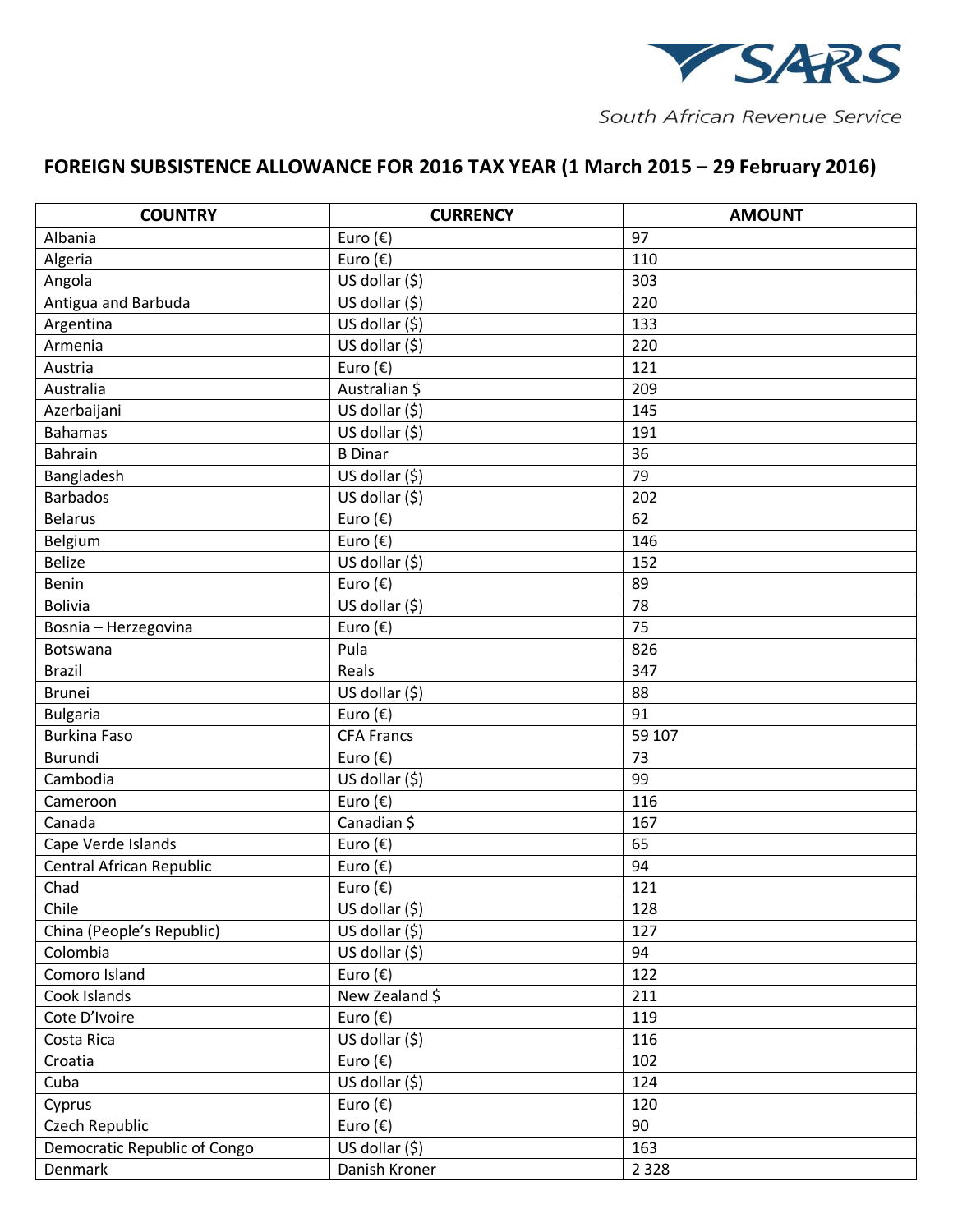South African Revenue Service

# FOREIGN SUBSISTENCE ALLOWANCE FOR 2016 TAX YEAR (1 March 2015 – 29 February 2016)

| COUNTRY | CURRENCY | AMOUNT |
|---|---|---|
| Albania | Euro (€) | 97 |
| Algeria | Euro (€) | 110 |
| Angola | US dollar ($) | 303 |
| Antigua and Barbuda | US dollar ($) | 220 |
| Argentina | US dollar ($) | 133 |
| Armenia | US dollar ($) | 220 |
| Austria | Euro (€) | 121 |
| Australia | Australian $ | 209 |
| Azerbaijani | US dollar ($) | 145 |
| Bahamas | US dollar ($) | 191 |
| Bahrain | B Dinar | 36 |
| Bangladesh | US dollar ($) | 79 |
| Barbados | US dollar ($) | 202 |
| Belarus | Euro (€) | 62 |
| Belgium | Euro (€) | 146 |
| Belize | US dollar ($) | 152 |
| Benin | Euro (€) | 89 |
| Bolivia | US dollar ($) | 78 |
| Bosnia – Herzegovina | Euro (€) | 75 |
| Botswana | Pula | 826 |
| Brazil | Reals | 347 |
| Brunei | US dollar ($) | 88 |
| Bulgaria | Euro (€) | 91 |
| Burkina Faso | CFA Francs | 59 107 |
| Burundi | Euro (€) | 73 |
| Cambodia | US dollar ($) | 99 |
| Cameroon | Euro (€) | 116 |
| Canada | Canadian $ | 167 |
| Cape Verde Islands | Euro (€) | 65 |
| Central African Republic | Euro (€) | 94 |
| Chad | Euro (€) | 121 |
| Chile | US dollar ($) | 128 |
| China (People's Republic) | US dollar ($) | 127 |
| Colombia | US dollar ($) | 94 |
| Comoro Island | Euro (€) | 122 |
| Cook Islands | New Zealand $ | 211 |
| Cote D'Ivoire | Euro (€) | 119 |
| Costa Rica | US dollar ($) | 116 |
| Croatia | Euro (€) | 102 |
| Cuba | US dollar ($) | 124 |
| Cyprus | Euro (€) | 120 |
| Czech Republic | Euro (€) | 90 |
| Democratic Republic of Congo | US dollar ($) | 163 |
| Denmark | Danish Kroner | 2 328 |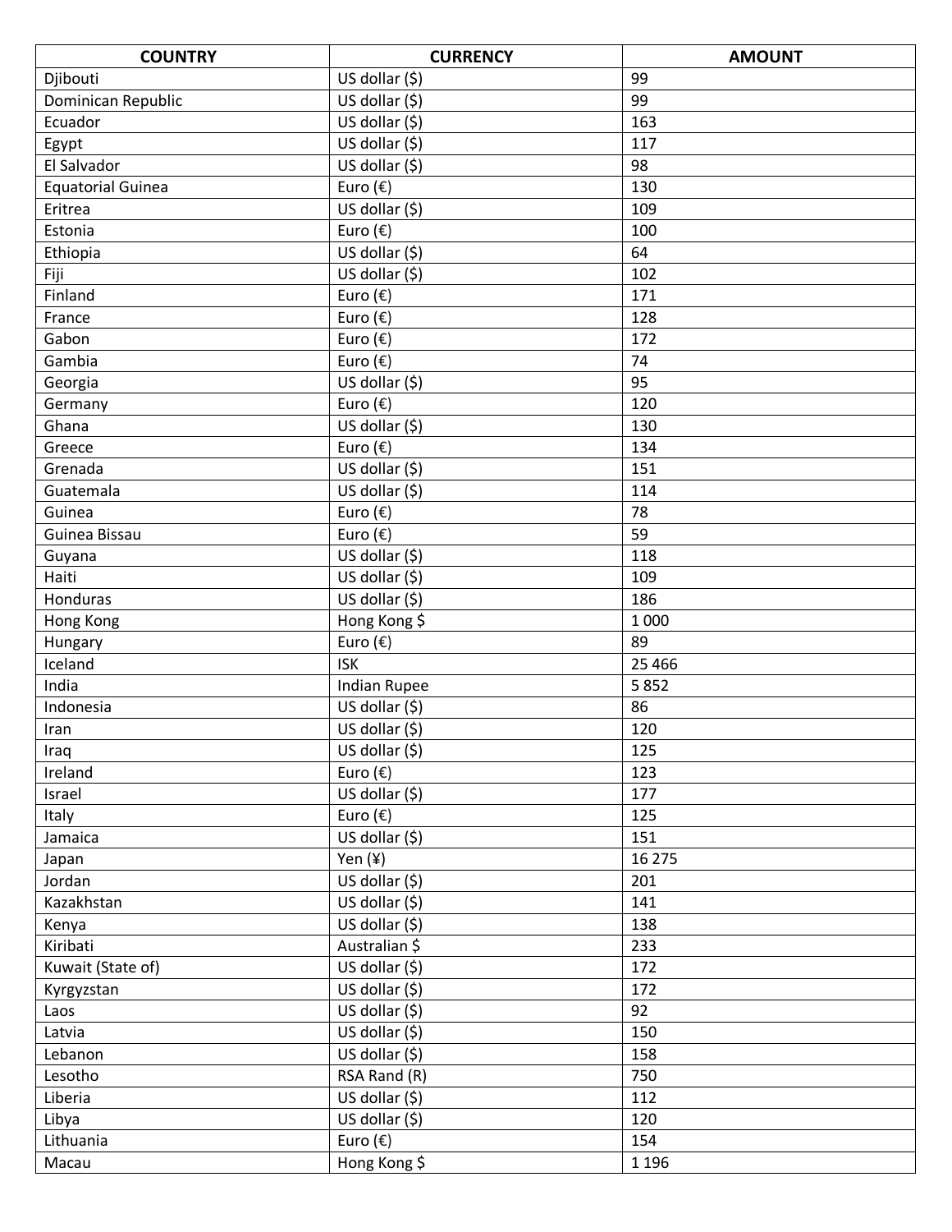| COUNTRY | CURRENCY | AMOUNT |
|---|---|---|
| Djibouti | US dollar ($) | 99 |
| Dominican Republic | US dollar ($) | 99 |
| Ecuador | US dollar ($) | 163 |
| Egypt | US dollar ($) | 117 |
| El Salvador | US dollar ($) | 98 |
| Equatorial Guinea | Euro (€) | 130 |
| Eritrea | US dollar ($) | 109 |
| Estonia | Euro (€) | 100 |
| Ethiopia | US dollar ($) | 64 |
| Fiji | US dollar ($) | 102 |
| Finland | Euro (€) | 171 |
| France | Euro (€) | 128 |
| Gabon | Euro (€) | 172 |
| Gambia | Euro (€) | 74 |
| Georgia | US dollar ($) | 95 |
| Germany | Euro (€) | 120 |
| Ghana | US dollar ($) | 130 |
| Greece | Euro (€) | 134 |
| Grenada | US dollar ($) | 151 |
| Guatemala | US dollar ($) | 114 |
| Guinea | Euro (€) | 78 |
| Guinea Bissau | Euro (€) | 59 |
| Guyana | US dollar ($) | 118 |
| Haiti | US dollar ($) | 109 |
| Honduras | US dollar ($) | 186 |
| Hong Kong | Hong Kong $ | 1 000 |
| Hungary | Euro (€) | 89 |
| Iceland | ISK | 25 466 |
| India | Indian Rupee | 5 852 |
| Indonesia | US dollar ($) | 86 |
| Iran | US dollar ($) | 120 |
| Iraq | US dollar ($) | 125 |
| Ireland | Euro (€) | 123 |
| Israel | US dollar ($) | 177 |
| Italy | Euro (€) | 125 |
| Jamaica | US dollar ($) | 151 |
| Japan | Yen (¥) | 16 275 |
| Jordan | US dollar ($) | 201 |
| Kazakhstan | US dollar ($) | 141 |
| Kenya | US dollar ($) | 138 |
| Kiribati | Australian $ | 233 |
| Kuwait (State of) | US dollar ($) | 172 |
| Kyrgyzstan | US dollar ($) | 172 |
| Laos | US dollar ($) | 92 |
| Latvia | US dollar ($) | 150 |
| Lebanon | US dollar ($) | 158 |
| Lesotho | RSA Rand (R) | 750 |
| Liberia | US dollar ($) | 112 |
| Libya | US dollar ($) | 120 |
| Lithuania | Euro (€) | 154 |
| Macau | Hong Kong $ | 1 196 |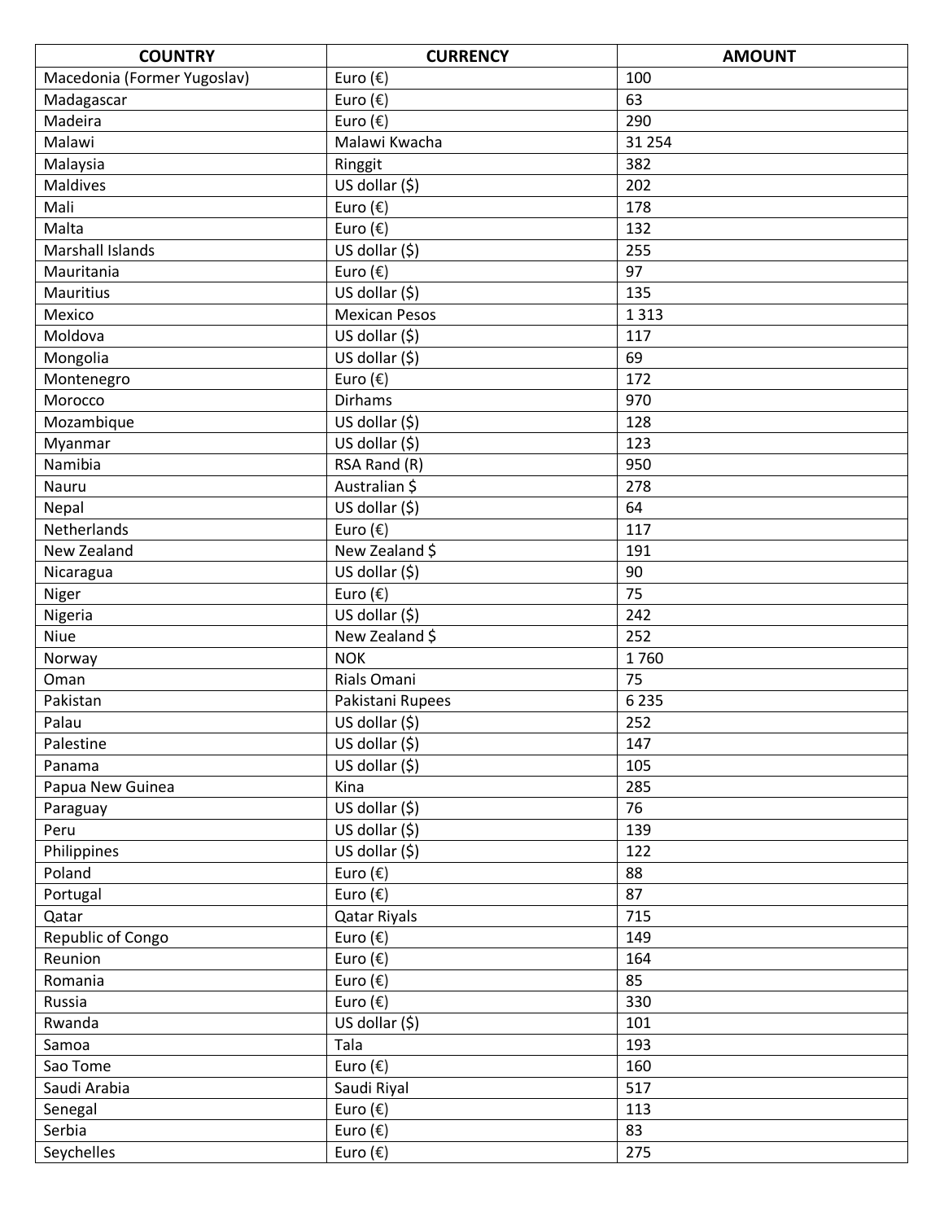| COUNTRY | CURRENCY | AMOUNT |
| --- | --- | --- |
| Macedonia (Former Yugoslav) | Euro (€) | 100 |
| Madagascar | Euro (€) | 63 |
| Madeira | Euro (€) | 290 |
| Malawi | Malawi Kwacha | 31 254 |
| Malaysia | Ringgit | 382 |
| Maldives | US dollar ($) | 202 |
| Mali | Euro (€) | 178 |
| Malta | Euro (€) | 132 |
| Marshall Islands | US dollar ($) | 255 |
| Mauritania | Euro (€) | 97 |
| Mauritius | US dollar ($) | 135 |
| Mexico | Mexican Pesos | 1 313 |
| Moldova | US dollar ($) | 117 |
| Mongolia | US dollar ($) | 69 |
| Montenegro | Euro (€) | 172 |
| Morocco | Dirhams | 970 |
| Mozambique | US dollar ($) | 128 |
| Myanmar | US dollar ($) | 123 |
| Namibia | RSA Rand (R) | 950 |
| Nauru | Australian $ | 278 |
| Nepal | US dollar ($) | 64 |
| Netherlands | Euro (€) | 117 |
| New Zealand | New Zealand $ | 191 |
| Nicaragua | US dollar ($) | 90 |
| Niger | Euro (€) | 75 |
| Nigeria | US dollar ($) | 242 |
| Niue | New Zealand $ | 252 |
| Norway | NOK | 1 760 |
| Oman | Rials Omani | 75 |
| Pakistan | Pakistani Rupees | 6 235 |
| Palau | US dollar ($) | 252 |
| Palestine | US dollar ($) | 147 |
| Panama | US dollar ($) | 105 |
| Papua New Guinea | Kina | 285 |
| Paraguay | US dollar ($) | 76 |
| Peru | US dollar ($) | 139 |
| Philippines | US dollar ($) | 122 |
| Poland | Euro (€) | 88 |
| Portugal | Euro (€) | 87 |
| Qatar | Qatar Riyals | 715 |
| Republic of Congo | Euro (€) | 149 |
| Reunion | Euro (€) | 164 |
| Romania | Euro (€) | 85 |
| Russia | Euro (€) | 330 |
| Rwanda | US dollar ($) | 101 |
| Samoa | Tala | 193 |
| Sao Tome | Euro (€) | 160 |
| Saudi Arabia | Saudi Riyal | 517 |
| Senegal | Euro (€) | 113 |
| Serbia | Euro (€) | 83 |
| Seychelles | Euro (€) | 275 |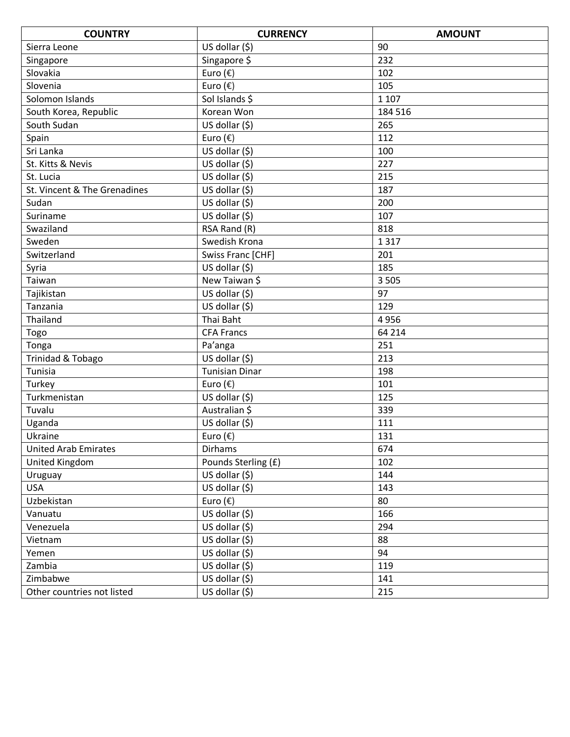| COUNTRY | CURRENCY | AMOUNT |
| --- | --- | --- |
| Sierra Leone | US dollar ($) | 90 |
| Singapore | Singapore $ | 232 |
| Slovakia | Euro (€) | 102 |
| Slovenia | Euro (€) | 105 |
| Solomon Islands | Sol Islands $ | 1 107 |
| South Korea, Republic | Korean Won | 184 516 |
| South Sudan | US dollar ($) | 265 |
| Spain | Euro (€) | 112 |
| Sri Lanka | US dollar ($) | 100 |
| St. Kitts & Nevis | US dollar ($) | 227 |
| St. Lucia | US dollar ($) | 215 |
| St. Vincent & The Grenadines | US dollar ($) | 187 |
| Sudan | US dollar ($) | 200 |
| Suriname | US dollar ($) | 107 |
| Swaziland | RSA Rand (R) | 818 |
| Sweden | Swedish Krona | 1 317 |
| Switzerland | Swiss Franc [CHF] | 201 |
| Syria | US dollar ($) | 185 |
| Taiwan | New Taiwan $ | 3 505 |
| Tajikistan | US dollar ($) | 97 |
| Tanzania | US dollar ($) | 129 |
| Thailand | Thai Baht | 4 956 |
| Togo | CFA Francs | 64 214 |
| Tonga | Pa'anga | 251 |
| Trinidad & Tobago | US dollar ($) | 213 |
| Tunisia | Tunisian Dinar | 198 |
| Turkey | Euro (€) | 101 |
| Turkmenistan | US dollar ($) | 125 |
| Tuvalu | Australian $ | 339 |
| Uganda | US dollar ($) | 111 |
| Ukraine | Euro (€) | 131 |
| United Arab Emirates | Dirhams | 674 |
| United Kingdom | Pounds Sterling (£) | 102 |
| Uruguay | US dollar ($) | 144 |
| USA | US dollar ($) | 143 |
| Uzbekistan | Euro (€) | 80 |
| Vanuatu | US dollar ($) | 166 |
| Venezuela | US dollar ($) | 294 |
| Vietnam | US dollar ($) | 88 |
| Yemen | US dollar ($) | 94 |
| Zambia | US dollar ($) | 119 |
| Zimbabwe | US dollar ($) | 141 |
| Other countries not listed | US dollar ($) | 215 |